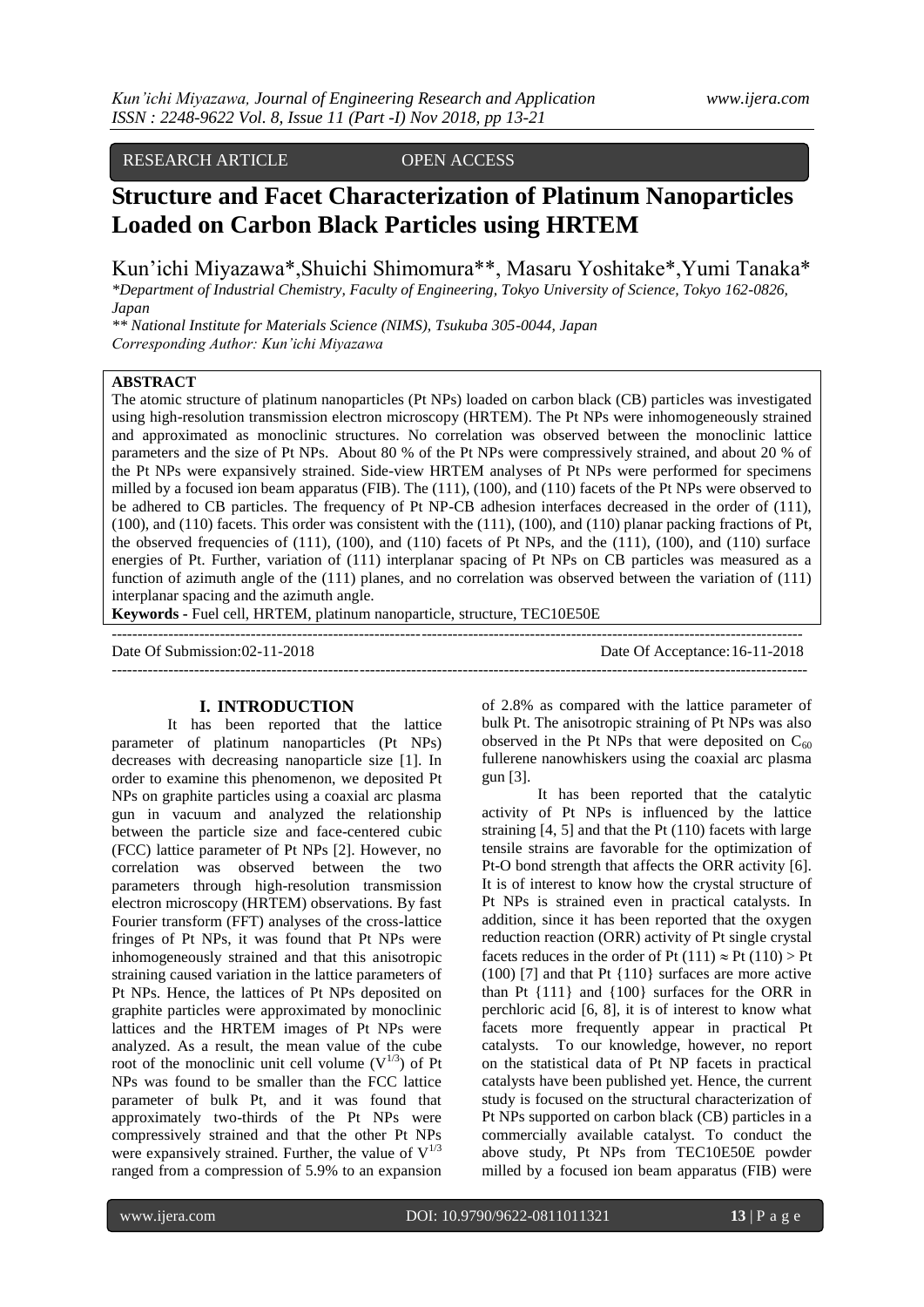RESEARCH ARTICLE OPEN ACCESS

# Structure and Facet Characterization of Platinum Nanoparticles Loaded on Carbon Black Particles using HRTEM

Kun'ichi Miyazawa*, Shuichi Shimomura**, Masaru Yoshitake*, Yumi Tanaka*

*Department of Industrial Chemistry, Faculty of Engineering, Tokyo University of Science, Tokyo 162-0826, Japan

** National Institute for Materials Science (NIMS), Tsukuba 305-0044, Japan

Corresponding Author: Kun'ichi Miyazawa

## ABSTRACT

The atomic structure of platinum nanoparticles (Pt NPs) loaded on carbon black (CB) particles was investigated using high-resolution transmission electron microscopy (HRTEM). The Pt NPs were inhomogeneously strained and approximated as monoclinic structures. No correlation was observed between the monoclinic lattice parameters and the size of Pt NPs. About 80 % of the Pt NPs were compressively strained, and about 20 % of the Pt NPs were expansively strained. Side-view HRTEM analyses of Pt NPs were performed for specimens milled by a focused ion beam apparatus (FIB). The (111), (100), and (110) facets of the Pt NPs were observed to be adhered to CB particles. The frequency of Pt NP-CB adhesion interfaces decreased in the order of (111), (100), and (110) facets. This order was consistent with the (111), (100), and (110) planar packing fractions of Pt, the observed frequencies of (111), (100), and (110) facets of Pt NPs, and the (111), (100), and (110) surface energies of Pt. Further, variation of (111) interplanar spacing of Pt NPs on CB particles was measured as a function of azimuth angle of the (111) planes, and no correlation was observed between the variation of (111) interplanar spacing and the azimuth angle.

**Keywords -** Fuel cell, HRTEM, platinum nanoparticle, structure, TEC10E50E

Date Of Submission: 02-11-2018 Date Of Acceptance: 16-11-2018

## I. INTRODUCTION

It has been reported that the lattice parameter of platinum nanoparticles (Pt NPs) decreases with decreasing nanoparticle size [1]. In order to examine this phenomenon, we deposited Pt NPs on graphite particles using a coaxial arc plasma gun in vacuum and analyzed the relationship between the particle size and face-centered cubic (FCC) lattice parameter of Pt NPs [2]. However, no correlation was observed between the two parameters through high-resolution transmission electron microscopy (HRTEM) observations. By fast Fourier transform (FFT) analyses of the cross-lattice fringes of Pt NPs, it was found that Pt NPs were inhomogeneously strained and that this anisotropic straining caused variation in the lattice parameters of Pt NPs. Hence, the lattices of Pt NPs deposited on graphite particles were approximated by monoclinic lattices and the HRTEM images of Pt NPs were analyzed. As a result, the mean value of the cube root of the monoclinic unit cell volume ($V^{1/3}$) of Pt NPs was found to be smaller than the FCC lattice parameter of bulk Pt, and it was found that approximately two-thirds of the Pt NPs were compressively strained and that the other Pt NPs were expansively strained. Further, the value of $V^{1/3}$ ranged from a compression of 5.9% to an expansion of 2.8% as compared with the lattice parameter of bulk Pt. The anisotropic straining of Pt NPs was also observed in the Pt NPs that were deposited on $C_{60}$ fullerene nanowhiskers using the coaxial arc plasma gun [3].

It has been reported that the catalytic activity of Pt NPs is influenced by the lattice straining [4, 5] and that the Pt (110) facets with large tensile strains are favorable for the optimization of Pt-O bond strength that affects the ORR activity [6]. It is of interest to know how the crystal structure of Pt NPs is strained even in practical catalysts. In addition, since it has been reported that the oxygen reduction reaction (ORR) activity of Pt single crystal facets reduces in the order of Pt (111) ≈ Pt (110) > Pt (100) [7] and that Pt {110} surfaces are more active than Pt {111} and {100} surfaces for the ORR in perchloric acid [6, 8], it is of interest to know what facets more frequently appear in practical Pt catalysts. To our knowledge, however, no report on the statistical data of Pt NP facets in practical catalysts have been published yet. Hence, the current study is focused on the structural characterization of Pt NPs supported on carbon black (CB) particles in a commercially available catalyst. To conduct the above study, Pt NPs from TEC10E50E powder milled by a focused ion beam apparatus (FIB) were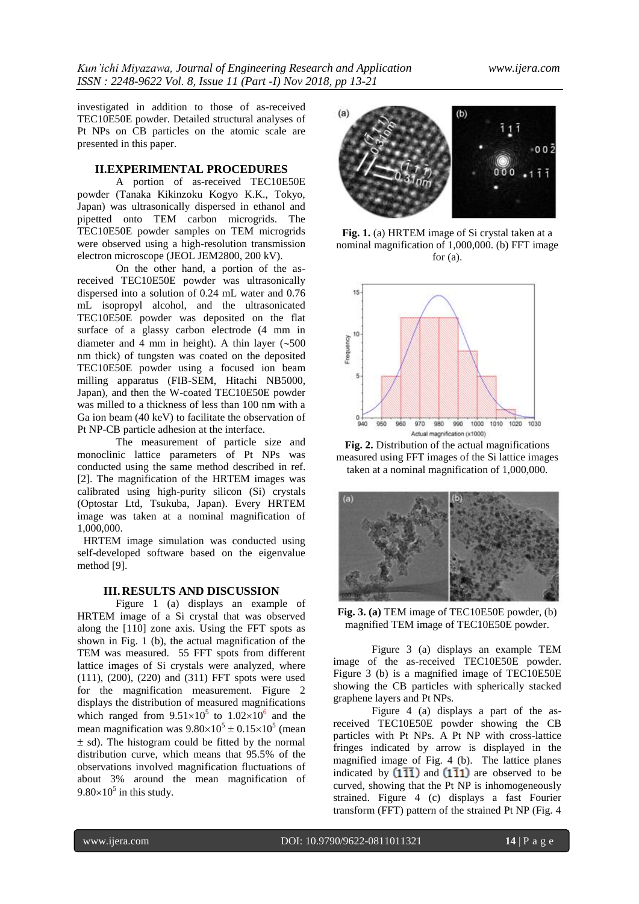investigated in addition to those of as-received TEC10E50E powder. Detailed structural analyses of Pt NPs on CB particles on the atomic scale are presented in this paper.

## II. EXPERIMENTAL PROCEDURES

A portion of as-received TEC10E50E powder (Tanaka Kikinzoku Kogyo K.K., Tokyo, Japan) was ultrasonically dispersed in ethanol and pipetted onto TEM carbon microgrids. The TEC10E50E powder samples on TEM microgrids were observed using a high-resolution transmission electron microscope (JEOL JEM2800, 200 kV).

On the other hand, a portion of the as-received TEC10E50E powder was ultrasonically dispersed into a solution of 0.24 mL water and 0.76 mL isopropyl alcohol, and the ultrasonicated TEC10E50E powder was deposited on the flat surface of a glassy carbon electrode (4 mm in diameter and 4 mm in height). A thin layer (~500 nm thick) of tungsten was coated on the deposited TEC10E50E powder using a focused ion beam milling apparatus (FIB-SEM, Hitachi NB5000, Japan), and then the W-coated TEC10E50E powder was milled to a thickness of less than 100 nm with a Ga ion beam (40 keV) to facilitate the observation of Pt NP-CB particle adhesion at the interface.

The measurement of particle size and monoclinic lattice parameters of Pt NPs was conducted using the same method described in ref. [2]. The magnification of the HRTEM images was calibrated using high-purity silicon (Si) crystals (Optostar Ltd, Tsukuba, Japan). Every HRTEM image was taken at a nominal magnification of 1,000,000.

HRTEM image simulation was conducted using self-developed software based on the eigenvalue method [9].

## III. RESULTS AND DISCUSSION

Figure 1 (a) displays an example of HRTEM image of a Si crystal that was observed along the [110] zone axis. Using the FFT spots as shown in Fig. 1 (b), the actual magnification of the TEM was measured. 55 FFT spots from different lattice images of Si crystals were analyzed, where (111), (200), (220) and (311) FFT spots were used for the magnification measurement. Figure 2 displays the distribution of measured magnifications which ranged from $9.51\times10^5$ to $1.02\times10^6$ and the mean magnification was $9.80\times10^5 \pm 0.15\times10^5$ (mean ± sd). The histogram could be fitted by the normal distribution curve, which means that 95.5% of the observations involved magnification fluctuations of about 3% around the mean magnification of $9.80\times10^5$ in this study.

**Fig. 1.** (a) HRTEM image of Si crystal taken at a nominal magnification of 1,000,000. (b) FFT image for (a).

**Fig. 2.** Distribution of the actual magnifications measured using FFT images of the Si lattice images taken at a nominal magnification of 1,000,000.

**Fig. 3. (a)** TEM image of TEC10E50E powder, (b) magnified TEM image of TEC10E50E powder.

Figure 3 (a) displays an example TEM image of the as-received TEC10E50E powder. Figure 3 (b) is a magnified image of TEC10E50E showing the CB particles with spherically stacked graphene layers and Pt NPs.

Figure 4 (a) displays a part of the as-received TEC10E50E powder showing the CB particles with Pt NPs. A Pt NP with cross-lattice fringes indicated by arrow is displayed in the magnified image of Fig. 4 (b). The lattice planes indicated by $(1\bar{1}\bar{1})$ and $(1\bar{1}1)$ are observed to be curved, showing that the Pt NP is inhomogeneously strained. Figure 4 (c) displays a fast Fourier transform (FFT) pattern of the strained Pt NP (Fig. 4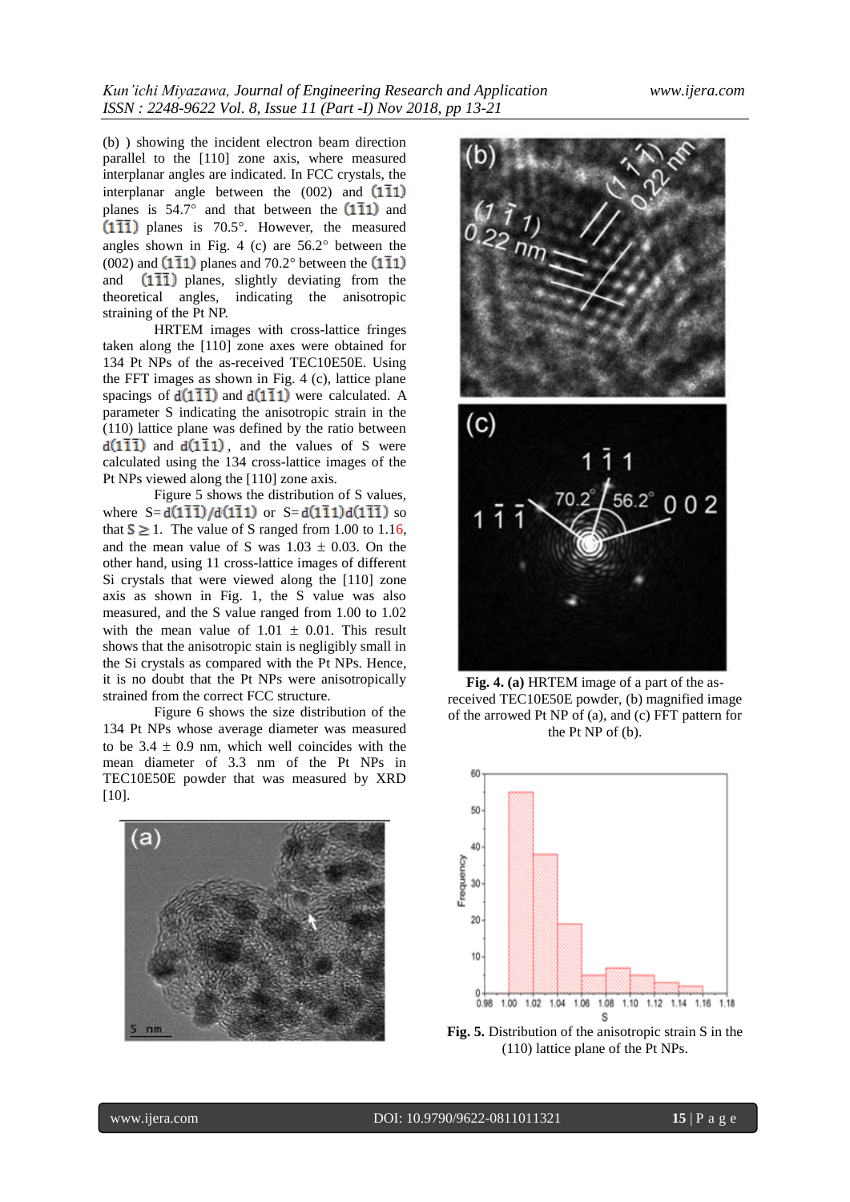(b) ) showing the incident electron beam direction parallel to the [110] zone axis, where measured interplanar angles are indicated. In FCC crystals, the interplanar angle between the (002) and $(1\bar{1}1)$ planes is 54.7° and that between the $(1\bar{1}1)$ and $(1\bar{1}\bar{1})$ planes is 70.5°. However, the measured angles shown in Fig. 4 (c) are 56.2° between the (002) and $(1\bar{1}1)$ planes and 70.2° between the $(1\bar{1}1)$ and $(1\bar{1}\bar{1})$ planes, slightly deviating from the theoretical angles, indicating the anisotropic straining of the Pt NP.

HRTEM images with cross-lattice fringes taken along the [110] zone axes were obtained for 134 Pt NPs of the as-received TEC10E50E. Using the FFT images as shown in Fig. 4 (c), lattice plane spacings of $d(1\bar{1}\bar{1})$ and $d(1\bar{1}1)$ were calculated. A parameter S indicating the anisotropic strain in the (110) lattice plane was defined by the ratio between $d(1\bar{1}\bar{1})$ and $d(1\bar{1}1)$, and the values of S were calculated using the 134 cross-lattice images of the Pt NPs viewed along the [110] zone axis.

Figure 5 shows the distribution of S values, where $S = d(1\bar{1}\bar{1})/d(1\bar{1}1)$ or $S = d(1\bar{1}1)d(1\bar{1}\bar{1})$ so that $S \geq 1$. The value of S ranged from 1.00 to 1.16, and the mean value of S was 1.03 ± 0.03. On the other hand, using 11 cross-lattice images of different Si crystals that were viewed along the [110] zone axis as shown in Fig. 1, the S value was also measured, and the S value ranged from 1.00 to 1.02 with the mean value of 1.01 ± 0.01. This result shows that the anisotropic stain is negligibly small in the Si crystals as compared with the Pt NPs. Hence, it is no doubt that the Pt NPs were anisotropically strained from the correct FCC structure.

Figure 6 shows the size distribution of the 134 Pt NPs whose average diameter was measured to be 3.4 ± 0.9 nm, which well coincides with the mean diameter of 3.3 nm of the Pt NPs in TEC10E50E powder that was measured by XRD [10].

**Fig. 4. (a)** HRTEM image of a part of the as-received TEC10E50E powder, (b) magnified image of the arrowed Pt NP of (a), and (c) FFT pattern for the Pt NP of (b).

**Fig. 5.** Distribution of the anisotropic strain S in the (110) lattice plane of the Pt NPs.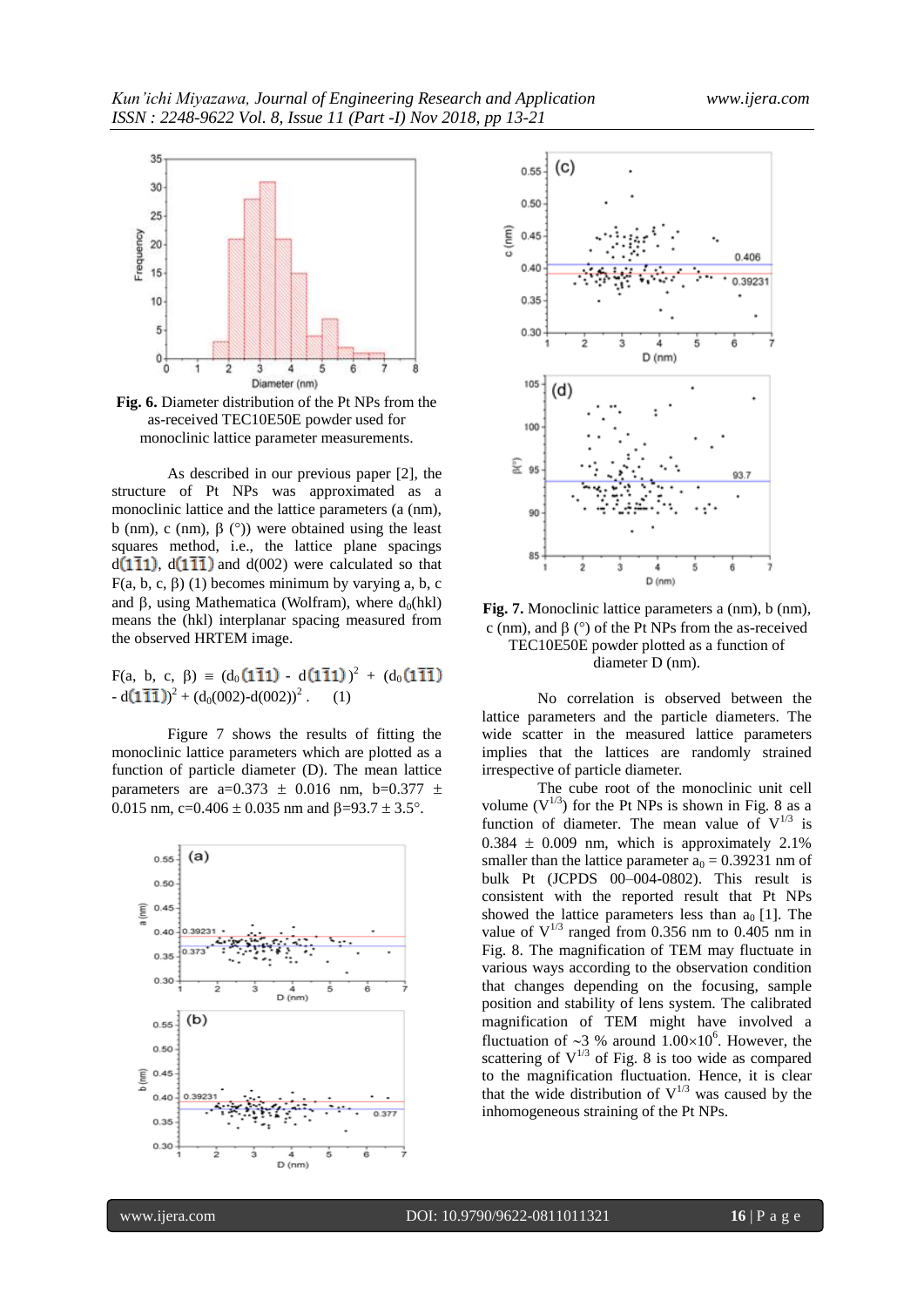**Fig. 6.** Diameter distribution of the Pt NPs from the as-received TEC10E50E powder used for monoclinic lattice parameter measurements.

As described in our previous paper [2], the structure of Pt NPs was approximated as a monoclinic lattice and the lattice parameters (a (nm), b (nm), c (nm), β (°)) were obtained using the least squares method, i.e., the lattice plane spacings $d(1\bar{1}1)$, $d(1\bar{1}\bar{1})$ and d(002) were calculated so that F(a, b, c, β) (1) becomes minimum by varying a, b, c and β, using Mathematica (Wolfram), where $d_0$(hkl) means the (hkl) interplanar spacing measured from the observed HRTEM image.

$$F(a,\ b,\ c,\ \beta) \equiv (d_0(1\bar{1}1) - d(1\bar{1}1))^2 + (d_0(1\bar{1}\bar{1}) - d(1\bar{1}\bar{1}))^2 + (d_0(002)-d(002))^2 . \quad (1)$$

Figure 7 shows the results of fitting the monoclinic lattice parameters which are plotted as a function of particle diameter (D). The mean lattice parameters are a=0.373 ± 0.016 nm, b=0.377 ± 0.015 nm, c=0.406 ± 0.035 nm and β=93.7 ± 3.5°.

**Fig. 7.** Monoclinic lattice parameters a (nm), b (nm), c (nm), and β (°) of the Pt NPs from the as-received TEC10E50E powder plotted as a function of diameter D (nm).

No correlation is observed between the lattice parameters and the particle diameters. The wide scatter in the measured lattice parameters implies that the lattices are randomly strained irrespective of particle diameter.

The cube root of the monoclinic unit cell volume ($V^{1/3}$) for the Pt NPs is shown in Fig. 8 as a function of diameter. The mean value of $V^{1/3}$ is 0.384 ± 0.009 nm, which is approximately 2.1% smaller than the lattice parameter $a_0$ = 0.39231 nm of bulk Pt (JCPDS 00–004-0802). This result is consistent with the reported result that Pt NPs showed the lattice parameters less than $a_0$ [1]. The value of $V^{1/3}$ ranged from 0.356 nm to 0.405 nm in Fig. 8. The magnification of TEM may fluctuate in various ways according to the observation condition that changes depending on the focusing, sample position and stability of lens system. The calibrated magnification of TEM might have involved a fluctuation of ~3 % around $1.00\times10^6$. However, the scattering of $V^{1/3}$ of Fig. 8 is too wide as compared to the magnification fluctuation. Hence, it is clear that the wide distribution of $V^{1/3}$ was caused by the inhomogeneous straining of the Pt NPs.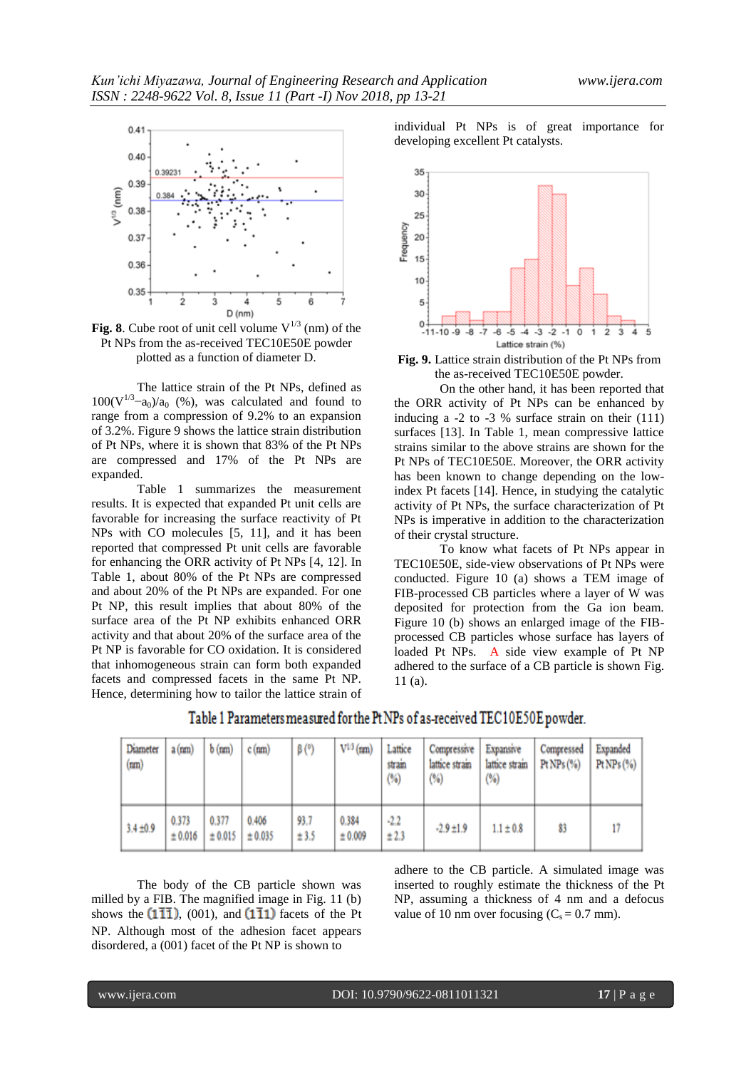**Fig. 8**. Cube root of unit cell volume $V^{1/3}$ (nm) of the Pt NPs from the as-received TEC10E50E powder plotted as a function of diameter D.

The lattice strain of the Pt NPs, defined as $100(V^{1/3}-a_0)/a_0$ (%), was calculated and found to range from a compression of 9.2% to an expansion of 3.2%. Figure 9 shows the lattice strain distribution of Pt NPs, where it is shown that 83% of the Pt NPs are compressed and 17% of the Pt NPs are expanded.

Table 1 summarizes the measurement results. It is expected that expanded Pt unit cells are favorable for increasing the surface reactivity of Pt NPs with CO molecules [5, 11], and it has been reported that compressed Pt unit cells are favorable for enhancing the ORR activity of Pt NPs [4, 12]. In Table 1, about 80% of the Pt NPs are compressed and about 20% of the Pt NPs are expanded. For one Pt NP, this result implies that about 80% of the surface area of the Pt NP exhibits enhanced ORR activity and that about 20% of the surface area of the Pt NP is favorable for CO oxidation. It is considered that inhomogeneous strain can form both expanded facets and compressed facets in the same Pt NP. Hence, determining how to tailor the lattice strain of individual Pt NPs is of great importance for developing excellent Pt catalysts.

**Fig. 9.** Lattice strain distribution of the Pt NPs from the as-received TEC10E50E powder.

On the other hand, it has been reported that the ORR activity of Pt NPs can be enhanced by inducing a -2 to -3 % surface strain on their (111) surfaces [13]. In Table 1, mean compressive lattice strains similar to the above strains are shown for the Pt NPs of TEC10E50E. Moreover, the ORR activity has been known to change depending on the low-index Pt facets [14]. Hence, in studying the catalytic activity of Pt NPs, the surface characterization of Pt NPs is imperative in addition to the characterization of their crystal structure.

To know what facets of Pt NPs appear in TEC10E50E, side-view observations of Pt NPs were conducted. Figure 10 (a) shows a TEM image of FIB-processed CB particles where a layer of W was deposited for protection from the Ga ion beam. Figure 10 (b) shows an enlarged image of the FIB-processed CB particles whose surface has layers of loaded Pt NPs. A side view example of Pt NP adhered to the surface of a CB particle is shown Fig. 11 (a).

Table 1 Parameters measured for the Pt NPs of as-received TEC10E50E powder.

| Diameter (nm) | a (nm) | b (nm) | c (nm) | β (°) | $V^{1/3}$ (nm) | Lattice strain (%) | Compressive lattice strain (%) | Expansive lattice strain (%) | Compressed Pt NPs (%) | Expanded Pt NPs (%) |
|---|---|---|---|---|---|---|---|---|---|---|
| 3.4 ±0.9 | 0.373 ± 0.016 | 0.377 ± 0.015 | 0.406 ± 0.035 | 93.7 ± 3.5 | 0.384 ± 0.009 | -2.2 ± 2.3 | -2.9 ±1.9 | 1.1 ± 0.8 | 83 | 17 |

The body of the CB particle shown was milled by a FIB. The magnified image in Fig. 11 (b) shows the $(1\bar{1}\bar{1})$, (001), and $(\bar{1}\bar{1}1)$ facets of the Pt NP. Although most of the adhesion facet appears disordered, a (001) facet of the Pt NP is shown to adhere to the CB particle. A simulated image was inserted to roughly estimate the thickness of the Pt NP, assuming a thickness of 4 nm and a defocus value of 10 nm over focusing ($C_s$ = 0.7 mm).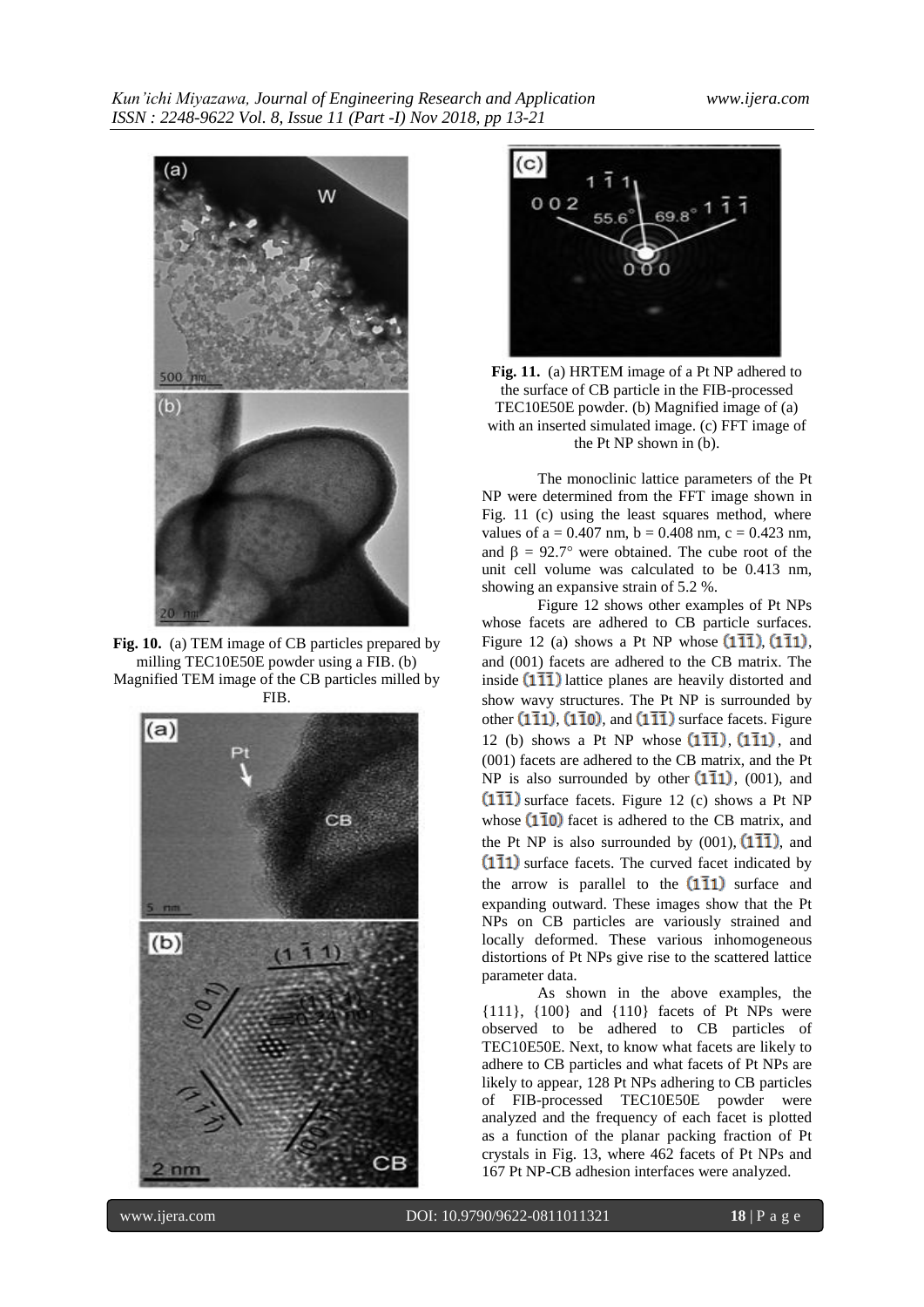**Fig. 10.** (a) TEM image of CB particles prepared by milling TEC10E50E powder using a FIB. (b) Magnified TEM image of the CB particles milled by FIB.

**Fig. 11.** (a) HRTEM image of a Pt NP adhered to the surface of CB particle in the FIB-processed TEC10E50E powder. (b) Magnified image of (a) with an inserted simulated image. (c) FFT image of the Pt NP shown in (b).

The monoclinic lattice parameters of the Pt NP were determined from the FFT image shown in Fig. 11 (c) using the least squares method, where values of a = 0.407 nm, b = 0.408 nm, c = 0.423 nm, and $\beta$ = 92.7° were obtained. The cube root of the unit cell volume was calculated to be 0.413 nm, showing an expansive strain of 5.2 %.

Figure 12 shows other examples of Pt NPs whose facets are adhered to CB particle surfaces. Figure 12 (a) shows a Pt NP whose $(1\bar{1}\bar{1})$, $(1\bar{1}1)$, and (001) facets are adhered to the CB matrix. The inside $(1\bar{1}\bar{1})$ lattice planes are heavily distorted and show wavy structures. The Pt NP is surrounded by other $(1\bar{1}1)$, $(1\bar{1}0)$, and $(1\bar{1}\bar{1})$ surface facets. Figure 12 (b) shows a Pt NP whose $(1\bar{1}\bar{1})$, $(1\bar{1}1)$, and (001) facets are adhered to the CB matrix, and the Pt NP is also surrounded by other $(1\bar{1}1)$, (001), and $(1\bar{1}\bar{1})$ surface facets. Figure 12 (c) shows a Pt NP whose $(1\bar{1}0)$ facet is adhered to the CB matrix, and the Pt NP is also surrounded by (001), $(1\bar{1}\bar{1})$, and $(1\bar{1}1)$ surface facets. The curved facet indicated by the arrow is parallel to the $(1\bar{1}1)$ surface and expanding outward. These images show that the Pt NPs on CB particles are variously strained and locally deformed. These various inhomogeneous distortions of Pt NPs give rise to the scattered lattice parameter data.

As shown in the above examples, the {111}, {100} and {110} facets of Pt NPs were observed to be adhered to CB particles of TEC10E50E. Next, to know what facets are likely to adhere to CB particles and what facets of Pt NPs are likely to appear, 128 Pt NPs adhering to CB particles of FIB-processed TEC10E50E powder were analyzed and the frequency of each facet is plotted as a function of the planar packing fraction of Pt crystals in Fig. 13, where 462 facets of Pt NPs and 167 Pt NP-CB adhesion interfaces were analyzed.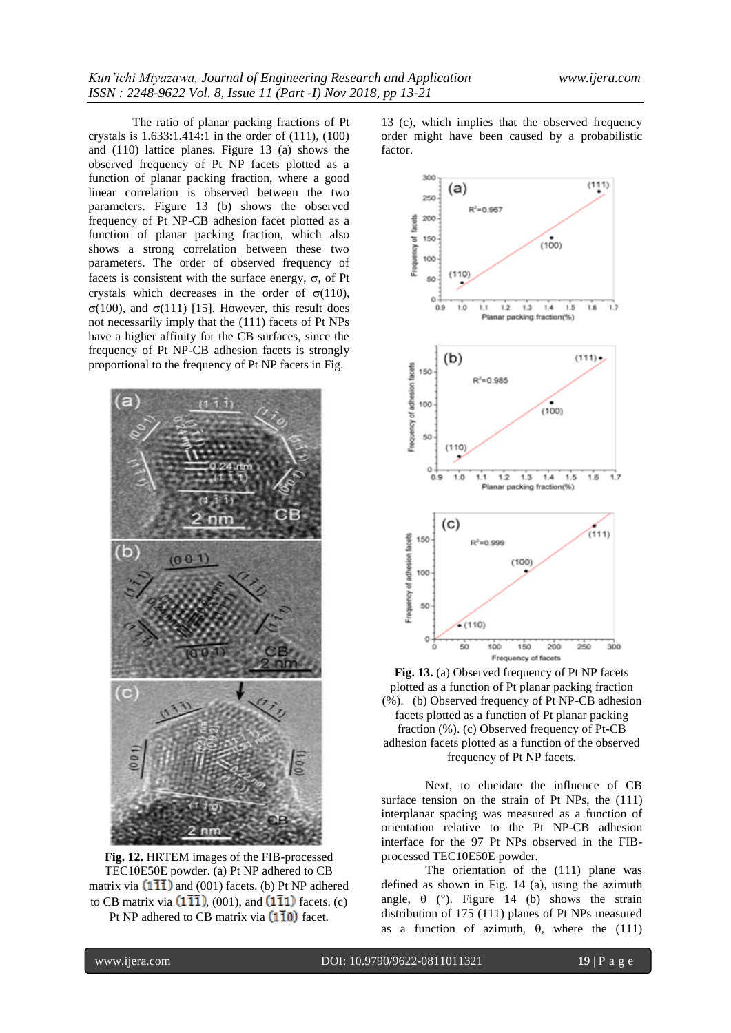The ratio of planar packing fractions of Pt crystals is 1.633:1.414:1 in the order of (111), (100) and (110) lattice planes. Figure 13 (a) shows the observed frequency of Pt NP facets plotted as a function of planar packing fraction, where a good linear correlation is observed between the two parameters. Figure 13 (b) shows the observed frequency of Pt NP-CB adhesion facet plotted as a function of planar packing fraction, which also shows a strong correlation between these two parameters. The order of observed frequency of facets is consistent with the surface energy, σ, of Pt crystals which decreases in the order of σ(110), σ(100), and σ(111) [15]. However, this result does not necessarily imply that the (111) facets of Pt NPs have a higher affinity for the CB surfaces, since the frequency of Pt NP-CB adhesion facets is strongly proportional to the frequency of Pt NP facets in Fig. 13 (c), which implies that the observed frequency order might have been caused by a probabilistic factor.

**Fig. 12.** HRTEM images of the FIB-processed TEC10E50E powder. (a) Pt NP adhered to CB matrix via $(1\bar{1}\bar{1})$ and (001) facets. (b) Pt NP adhered to CB matrix via $(1\bar{1}\bar{1})$, (001), and $(\bar{1}\bar{1}1)$ facets. (c) Pt NP adhered to CB matrix via $(1\bar{1}0)$ facet.

**Fig. 13.** (a) Observed frequency of Pt NP facets plotted as a function of Pt planar packing fraction (%). (b) Observed frequency of Pt NP-CB adhesion facets plotted as a function of Pt planar packing fraction (%). (c) Observed frequency of Pt-CB adhesion facets plotted as a function of the observed frequency of Pt NP facets.

Next, to elucidate the influence of CB surface tension on the strain of Pt NPs, the (111) interplanar spacing was measured as a function of orientation relative to the Pt NP-CB adhesion interface for the 97 Pt NPs observed in the FIB-processed TEC10E50E powder.

The orientation of the (111) plane was defined as shown in Fig. 14 (a), using the azimuth angle, θ (°). Figure 14 (b) shows the strain distribution of 175 (111) planes of Pt NPs measured as a function of azimuth, θ, where the (111)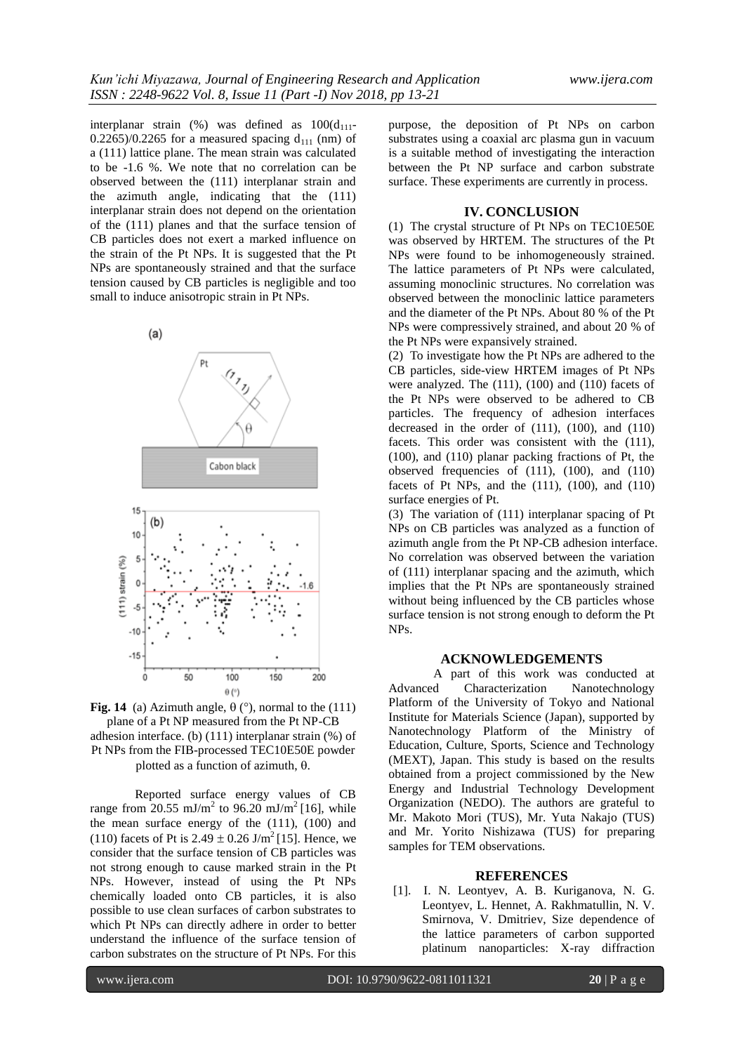interplanar strain (%) was defined as $100(d_{111}-0.2265)/0.2265$ for a measured spacing $d_{111}$ (nm) of a (111) lattice plane. The mean strain was calculated to be -1.6 %. We note that no correlation can be observed between the (111) interplanar strain and the azimuth angle, indicating that the (111) interplanar strain does not depend on the orientation of the (111) planes and that the surface tension of CB particles does not exert a marked influence on the strain of the Pt NPs. It is suggested that the Pt NPs are spontaneously strained and that the surface tension caused by CB particles is negligible and too small to induce anisotropic strain in Pt NPs.

**Fig. 14** (a) Azimuth angle, θ (°), normal to the (111) plane of a Pt NP measured from the Pt NP-CB adhesion interface. (b) (111) interplanar strain (%) of Pt NPs from the FIB-processed TEC10E50E powder plotted as a function of azimuth, θ.

Reported surface energy values of CB range from 20.55 mJ/m$^2$ to 96.20 mJ/m$^2$ [16], while the mean surface energy of the (111), (100) and (110) facets of Pt is $2.49 \pm 0.26$ J/m$^2$ [15]. Hence, we consider that the surface tension of CB particles was not strong enough to cause marked strain in the Pt NPs. However, instead of using the Pt NPs chemically loaded onto CB particles, it is also possible to use clean surfaces of carbon substrates to which Pt NPs can directly adhere in order to better understand the influence of the surface tension of carbon substrates on the structure of Pt NPs. For this purpose, the deposition of Pt NPs on carbon substrates using a coaxial arc plasma gun in vacuum is a suitable method of investigating the interaction between the Pt NP surface and carbon substrate surface. These experiments are currently in process.

## IV. CONCLUSION

(1) The crystal structure of Pt NPs on TEC10E50E was observed by HRTEM. The structures of the Pt NPs were found to be inhomogeneously strained. The lattice parameters of Pt NPs were calculated, assuming monoclinic structures. No correlation was observed between the monoclinic lattice parameters and the diameter of the Pt NPs. About 80 % of the Pt NPs were compressively strained, and about 20 % of the Pt NPs were expansively strained.

(2) To investigate how the Pt NPs are adhered to the CB particles, side-view HRTEM images of Pt NPs were analyzed. The (111), (100) and (110) facets of the Pt NPs were observed to be adhered to CB particles. The frequency of adhesion interfaces decreased in the order of (111), (100), and (110) facets. This order was consistent with the (111), (100), and (110) planar packing fractions of Pt, the observed frequencies of (111), (100), and (110) facets of Pt NPs, and the (111), (100), and (110) surface energies of Pt.

(3) The variation of (111) interplanar spacing of Pt NPs on CB particles was analyzed as a function of azimuth angle from the Pt NP-CB adhesion interface. No correlation was observed between the variation of (111) interplanar spacing and the azimuth, which implies that the Pt NPs are spontaneously strained without being influenced by the CB particles whose surface tension is not strong enough to deform the Pt NPs.

## ACKNOWLEDGEMENTS

A part of this work was conducted at Advanced Characterization Nanotechnology Platform of the University of Tokyo and National Institute for Materials Science (Japan), supported by Nanotechnology Platform of the Ministry of Education, Culture, Sports, Science and Technology (MEXT), Japan. This study is based on the results obtained from a project commissioned by the New Energy and Industrial Technology Development Organization (NEDO). The authors are grateful to Mr. Makoto Mori (TUS), Mr. Yuta Nakajo (TUS) and Mr. Yorito Nishizawa (TUS) for preparing samples for TEM observations.

## REFERENCES

[1]. I. N. Leontyev, A. B. Kuriganova, N. G. Leontyev, L. Hennet, A. Rakhmatullin, N. V. Smirnova, V. Dmitriev, Size dependence of the lattice parameters of carbon supported platinum nanoparticles: X-ray diffraction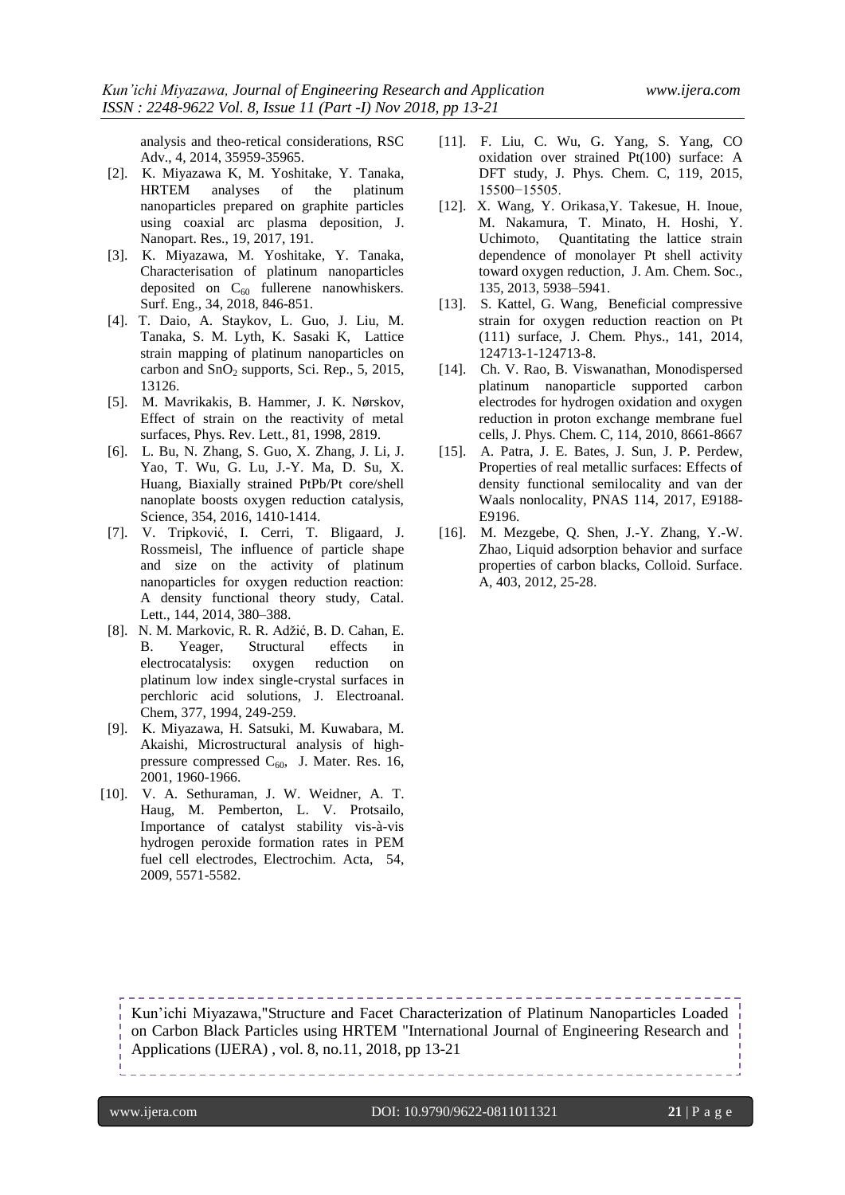analysis and theo-retical considerations, RSC Adv., 4, 2014, 35959-35965.

[2]. K. Miyazawa K, M. Yoshitake, Y. Tanaka, HRTEM analyses of the platinum nanoparticles prepared on graphite particles using coaxial arc plasma deposition, J. Nanopart. Res., 19, 2017, 191.

[3]. K. Miyazawa, M. Yoshitake, Y. Tanaka, Characterisation of platinum nanoparticles deposited on $C_{60}$ fullerene nanowhiskers. Surf. Eng., 34, 2018, 846-851.

[4]. T. Daio, A. Staykov, L. Guo, J. Liu, M. Tanaka, S. M. Lyth, K. Sasaki K, Lattice strain mapping of platinum nanoparticles on carbon and $SnO_2$ supports, Sci. Rep., 5, 2015, 13126.

[5]. M. Mavrikakis, B. Hammer, J. K. Nørskov, Effect of strain on the reactivity of metal surfaces, Phys. Rev. Lett., 81, 1998, 2819.

[6]. L. Bu, N. Zhang, S. Guo, X. Zhang, J. Li, J. Yao, T. Wu, G. Lu, J.-Y. Ma, D. Su, X. Huang, Biaxially strained PtPb/Pt core/shell nanoplate boosts oxygen reduction catalysis, Science, 354, 2016, 1410-1414.

[7]. V. Tripković, I. Cerri, T. Bligaard, J. Rossmeisl, The influence of particle shape and size on the activity of platinum nanoparticles for oxygen reduction reaction: A density functional theory study, Catal. Lett., 144, 2014, 380–388.

[8]. N. M. Markovic, R. R. Adžić, B. D. Cahan, E. B. Yeager, Structural effects in electrocatalysis: oxygen reduction on platinum low index single-crystal surfaces in perchloric acid solutions, J. Electroanal. Chem, 377, 1994, 249-259.

[9]. K. Miyazawa, H. Satsuki, M. Kuwabara, M. Akaishi, Microstructural analysis of high-pressure compressed $C_{60}$, J. Mater. Res. 16, 2001, 1960-1966.

[10]. V. A. Sethuraman, J. W. Weidner, A. T. Haug, M. Pemberton, L. V. Protsailo, Importance of catalyst stability vis-à-vis hydrogen peroxide formation rates in PEM fuel cell electrodes, Electrochim. Acta, 54, 2009, 5571-5582.

[11]. F. Liu, C. Wu, G. Yang, S. Yang, CO oxidation over strained Pt(100) surface: A DFT study, J. Phys. Chem. C, 119, 2015, 15500−15505.

[12]. X. Wang, Y. Orikasa,Y. Takesue, H. Inoue, M. Nakamura, T. Minato, H. Hoshi, Y. Uchimoto, Quantitating the lattice strain dependence of monolayer Pt shell activity toward oxygen reduction, J. Am. Chem. Soc., 135, 2013, 5938–5941.

[13]. S. Kattel, G. Wang, Beneficial compressive strain for oxygen reduction reaction on Pt (111) surface, J. Chem. Phys., 141, 2014, 124713-1-124713-8.

[14]. Ch. V. Rao, B. Viswanathan, Monodispersed platinum nanoparticle supported carbon electrodes for hydrogen oxidation and oxygen reduction in proton exchange membrane fuel cells, J. Phys. Chem. C, 114, 2010, 8661-8667

[15]. A. Patra, J. E. Bates, J. Sun, J. P. Perdew, Properties of real metallic surfaces: Effects of density functional semilocality and van der Waals nonlocality, PNAS 114, 2017, E9188-E9196.

[16]. M. Mezgebe, Q. Shen, J.-Y. Zhang, Y.-W. Zhao, Liquid adsorption behavior and surface properties of carbon blacks, Colloid. Surface. A, 403, 2012, 25-28.

Kun'ichi Miyazawa,"Structure and Facet Characterization of Platinum Nanoparticles Loaded on Carbon Black Particles using HRTEM "International Journal of Engineering Research and Applications (IJERA) , vol. 8, no.11, 2018, pp 13-21